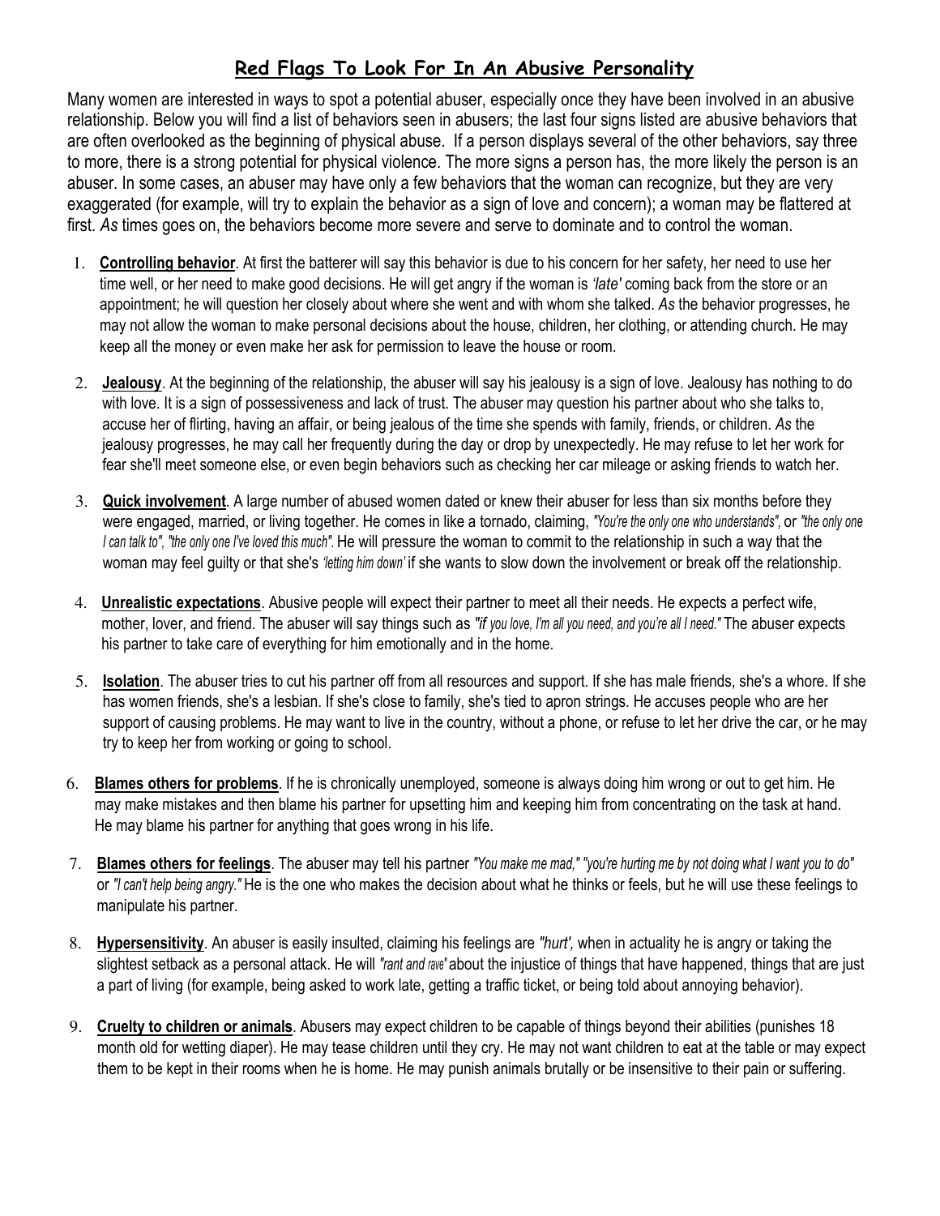# Red Flags To Look For In An Abusive Personality

Many women are interested in ways to spot a potential abuser, especially once they have been involved in an abusive relationship. Below you will find a list of behaviors seen in abusers; the last four signs listed are abusive behaviors that are often overlooked as the beginning of physical abuse. If a person displays several of the other behaviors, say three to more, there is a strong potential for physical violence. The more signs a person has, the more likely the person is an abuser. In some cases, an abuser may have only a few behaviors that the woman can recognize, but they are very exaggerated (for example, will try to explain the behavior as a sign of love and concern); a woman may be flattered at first. *As* times goes on, the behaviors become more severe and serve to dominate and to control the woman.

1. **Controlling behavior**. At first the batterer will say this behavior is due to his concern for her safety, her need to use her time well, or her need to make good decisions. He will get angry if the woman is *'late'* coming back from the store or an appointment; he will question her closely about where she went and with whom she talked. *As* the behavior progresses, he may not allow the woman to make personal decisions about the house, children, her clothing, or attending church. He may keep all the money or even make her ask for permission to leave the house or room.

2. **Jealousy**. At the beginning of the relationship, the abuser will say his jealousy is a sign of love. Jealousy has nothing to do with love. It is a sign of possessiveness and lack of trust. The abuser may question his partner about who she talks to, accuse her of flirting, having an affair, or being jealous of the time she spends with family, friends, or children. *As* the jealousy progresses, he may call her frequently during the day or drop by unexpectedly. He may refuse to let her work for fear she'll meet someone else, or even begin behaviors such as checking her car mileage or asking friends to watch her.

3. **Quick involvement**. A large number of abused women dated or knew their abuser for less than six months before they were engaged, married, or living together. He comes in like a tornado, claiming, *"You're the only one who understands"*, or *"the only one I can talk to", "the only one I've loved this much".* He will pressure the woman to commit to the relationship in such a way that the woman may feel guilty or that she's *'letting him down'* if she wants to slow down the involvement or break off the relationship.

4. **Unrealistic expectations**. Abusive people will expect their partner to meet all their needs. He expects a perfect wife, mother, lover, and friend. The abuser will say things such as *"if you love, I'm all you need, and you're all I need."* The abuser expects his partner to take care of everything for him emotionally and in the home.

5. **Isolation**. The abuser tries to cut his partner off from all resources and support. If she has male friends, she's a whore. If she has women friends, she's a lesbian. If she's close to family, she's tied to apron strings. He accuses people who are her support of causing problems. He may want to live in the country, without a phone, or refuse to let her drive the car, or he may try to keep her from working or going to school.

6. **Blames others for problems**. If he is chronically unemployed, someone is always doing him wrong or out to get him. He may make mistakes and then blame his partner for upsetting him and keeping him from concentrating on the task at hand. He may blame his partner for anything that goes wrong in his life.

7. **Blames others for feelings**. The abuser may tell his partner *"You make me mad," "you're hurting me by not doing what I want you to do"* or *"I can't help being angry."* He is the one who makes the decision about what he thinks or feels, but he will use these feelings to manipulate his partner.

8. **Hypersensitivity**. An abuser is easily insulted, claiming his feelings are *"hurt',* when in actuality he is angry or taking the slightest setback as a personal attack. He will *"rant and rave"* about the injustice of things that have happened, things that are just a part of living (for example, being asked to work late, getting a traffic ticket, or being told about annoying behavior).

9. **Cruelty to children or animals**. Abusers may expect children to be capable of things beyond their abilities (punishes 18 month old for wetting diaper). He may tease children until they cry. He may not want children to eat at the table or may expect them to be kept in their rooms when he is home. He may punish animals brutally or be insensitive to their pain or suffering.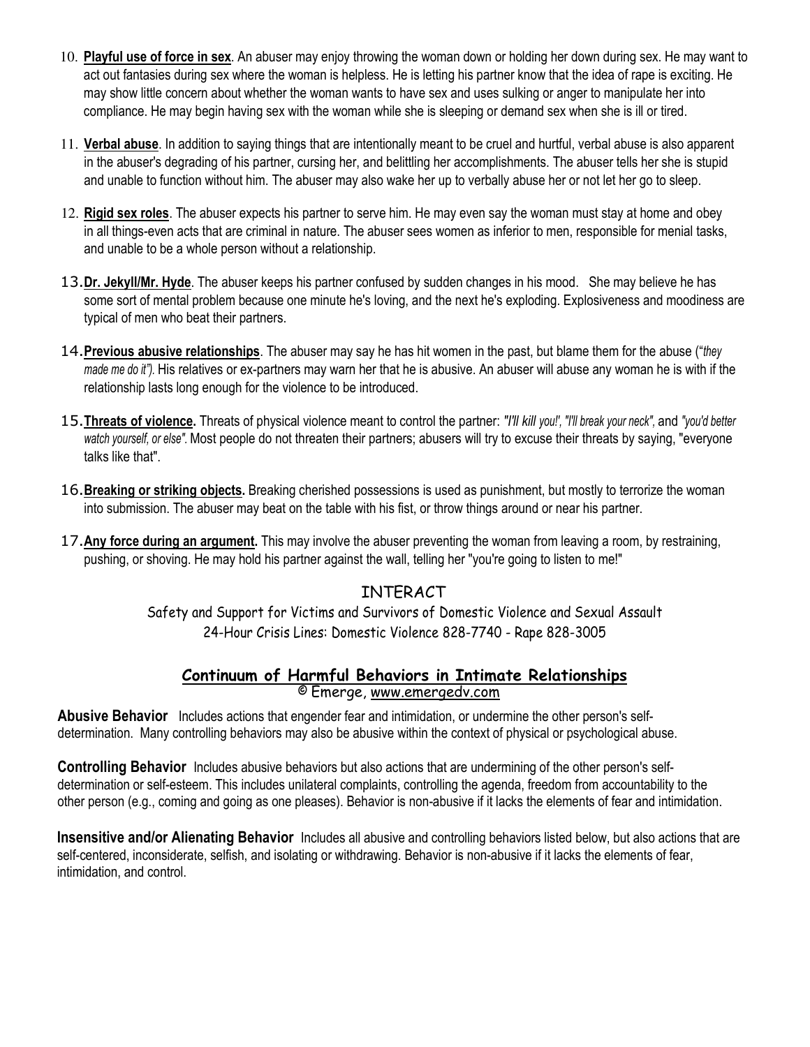10. **Playful use of force in sex**. An abuser may enjoy throwing the woman down or holding her down during sex. He may want to act out fantasies during sex where the woman is helpless. He is letting his partner know that the idea of rape is exciting. He may show little concern about whether the woman wants to have sex and uses sulking or anger to manipulate her into compliance. He may begin having sex with the woman while she is sleeping or demand sex when she is ill or tired.

11. **Verbal abuse**. In addition to saying things that are intentionally meant to be cruel and hurtful, verbal abuse is also apparent in the abuser's degrading of his partner, cursing her, and belittling her accomplishments. The abuser tells her she is stupid and unable to function without him. The abuser may also wake her up to verbally abuse her or not let her go to sleep.

12. **Rigid sex roles**. The abuser expects his partner to serve him. He may even say the woman must stay at home and obey in all things-even acts that are criminal in nature. The abuser sees women as inferior to men, responsible for menial tasks, and unable to be a whole person without a relationship.

13. **Dr. Jekyll/Mr. Hyde**. The abuser keeps his partner confused by sudden changes in his mood. She may believe he has some sort of mental problem because one minute he's loving, and the next he's exploding. Explosiveness and moodiness are typical of men who beat their partners.

14. **Previous abusive relationships**. The abuser may say he has hit women in the past, but blame them for the abuse ("*they made me do it").* His relatives or ex-partners may warn her that he is abusive. An abuser will abuse any woman he is with if the relationship lasts long enough for the violence to be introduced.

15. **Threats of violence.** Threats of physical violence meant to control the partner: *"I'll kill you!", "I'll break your neck"*, and *"you'd better watch yourself, or else".* Most people do not threaten their partners; abusers will try to excuse their threats by saying, "everyone talks like that".

16. **Breaking or striking objects.** Breaking cherished possessions is used as punishment, but mostly to terrorize the woman into submission. The abuser may beat on the table with his fist, or throw things around or near his partner.

17. **Any force during an argument.** This may involve the abuser preventing the woman from leaving a room, by restraining, pushing, or shoving. He may hold his partner against the wall, telling her "you're going to listen to me!"

INTERACT

Safety and Support for Victims and Survivors of Domestic Violence and Sexual Assault

24-Hour Crisis Lines: Domestic Violence 828-7740 - Rape 828-3005

## Continuum of Harmful Behaviors in Intimate Relationships

© Emerge, www.emergedv.com

**Abusive Behavior** Includes actions that engender fear and intimidation, or undermine the other person's self-determination. Many controlling behaviors may also be abusive within the context of physical or psychological abuse.

**Controlling Behavior** Includes abusive behaviors but also actions that are undermining of the other person's self-determination or self-esteem. This includes unilateral complaints, controlling the agenda, freedom from accountability to the other person (e.g., coming and going as one pleases). Behavior is non-abusive if it lacks the elements of fear and intimidation.

**Insensitive and/or Alienating Behavior** Includes all abusive and controlling behaviors listed below, but also actions that are self-centered, inconsiderate, selfish, and isolating or withdrawing. Behavior is non-abusive if it lacks the elements of fear, intimidation, and control.